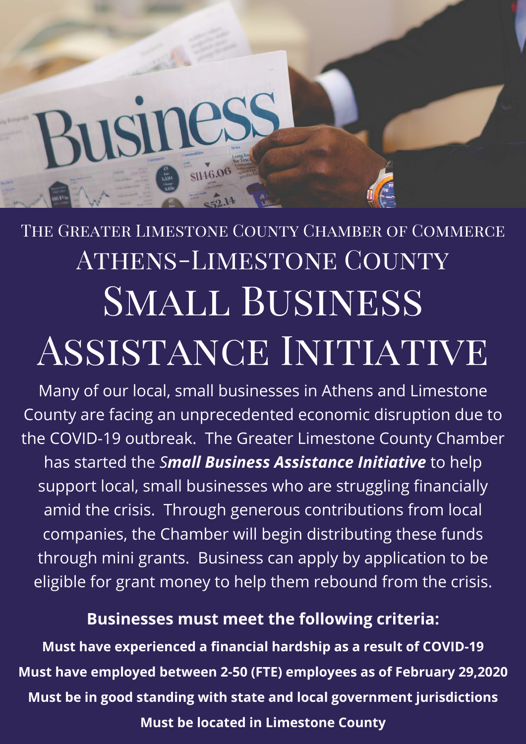# The Greater Limestone County Chamber of Commerce

# Athens-Limestone County Small Business Assistance Initiative

Many of our local, small businesses in Athens and Limestone County are facing an unprecedented economic disruption due to the COVID-19 outbreak. The Greater Limestone County Chamber has started the ***Small Business Assistance Initiative*** to help support local, small businesses who are struggling financially amid the crisis. Through generous contributions from local companies, the Chamber will begin distributing these funds through mini grants. Business can apply by application to be eligible for grant money to help them rebound from the crisis.

**Businesses must meet the following criteria:**

**Must have experienced a financial hardship as a result of COVID-19**

**Must have employed between 2-50 (FTE) employees as of February 29,2020**

**Must be in good standing with state and local government jurisdictions**

**Must be located in Limestone County**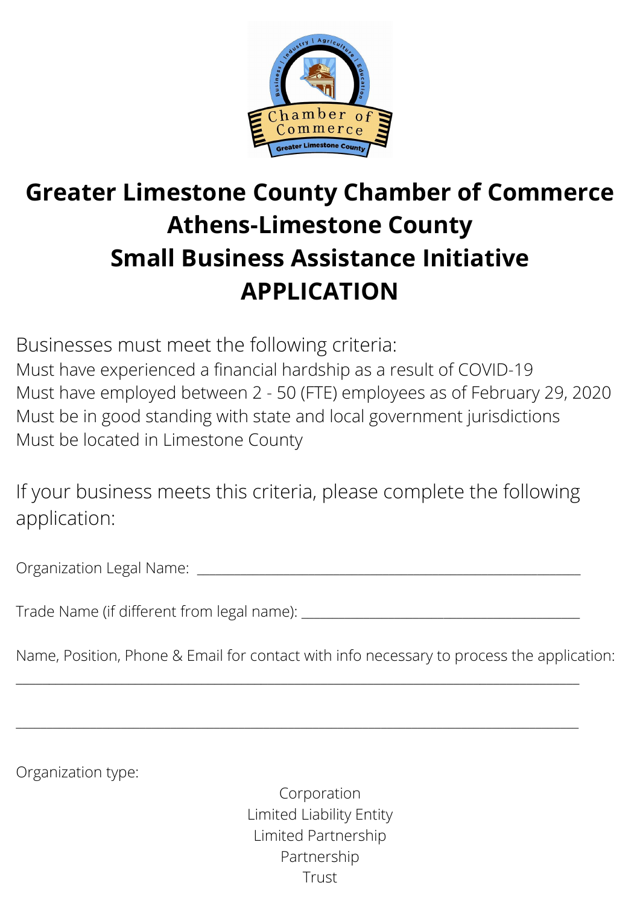# Greater Limestone County Chamber of Commerce
# Athens-Limestone County
# Small Business Assistance Initiative
# APPLICATION

Businesses must meet the following criteria:

Must have experienced a financial hardship as a result of COVID-19
Must have employed between 2 - 50 (FTE) employees as of February 29, 2020
Must be in good standing with state and local government jurisdictions
Must be located in Limestone County

If your business meets this criteria, please complete the following application:

Organization Legal Name: ____________________________________________

Trade Name (if different from legal name): ______________________________

Name, Position, Phone & Email for contact with info necessary to process the application:

______________________________________________________________________

______________________________________________________________________

Organization type:

Corporation
Limited Liability Entity
Limited Partnership
Partnership
Trust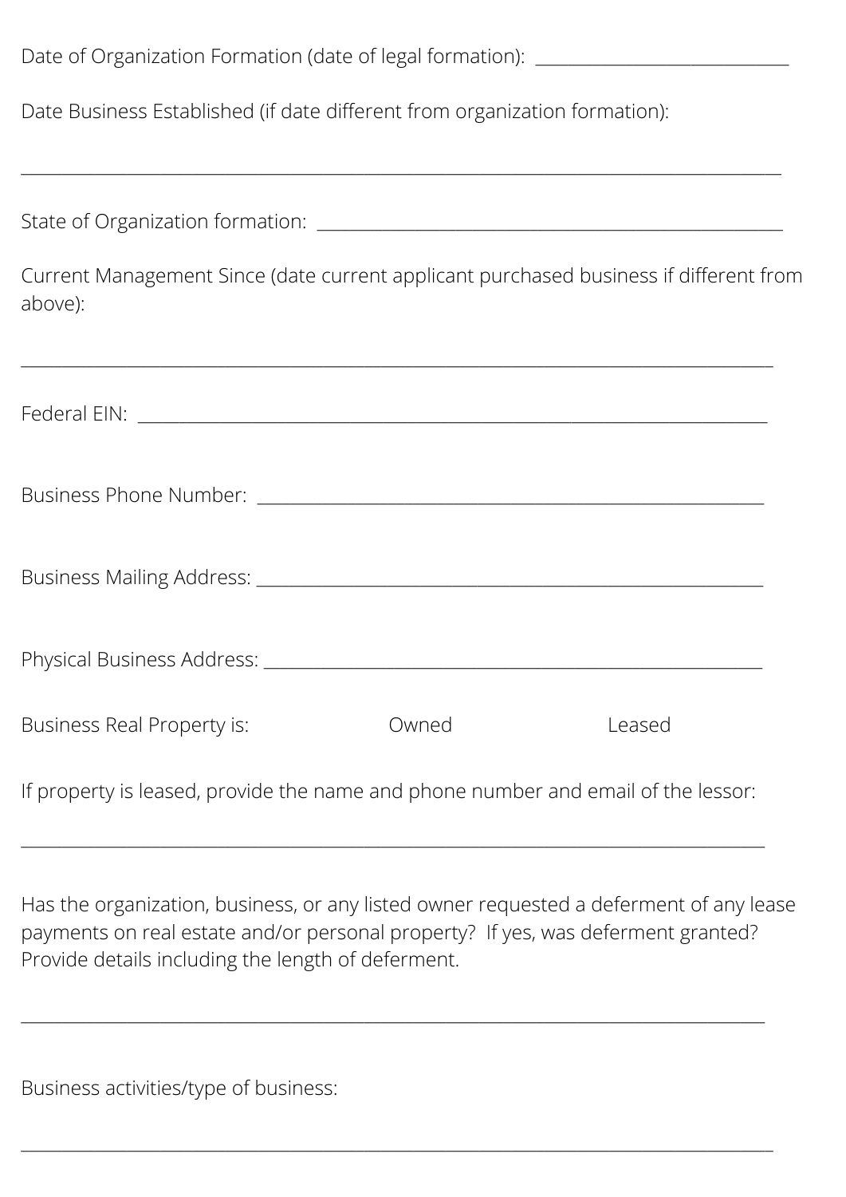Date of Organization Formation (date of legal formation): ____________________________

Date Business Established (if date different from organization formation):

____________________________________________________________________________________

State of Organization formation: ____________________________________________________

Current Management Since (date current applicant purchased business if different from above):

____________________________________________________________________________________

Federal EIN: ______________________________________________________________________

Business Phone Number: _____________________________________________________________

Business Mailing Address: ___________________________________________________________

Physical Business Address: ___________________________________________________________

Business Real Property is: Owned Leased

If property is leased, provide the name and phone number and email of the lessor:

____________________________________________________________________________________

Has the organization, business, or any listed owner requested a deferment of any lease payments on real estate and/or personal property? If yes, was deferment granted? Provide details including the length of deferment.

____________________________________________________________________________________

Business activities/type of business:

____________________________________________________________________________________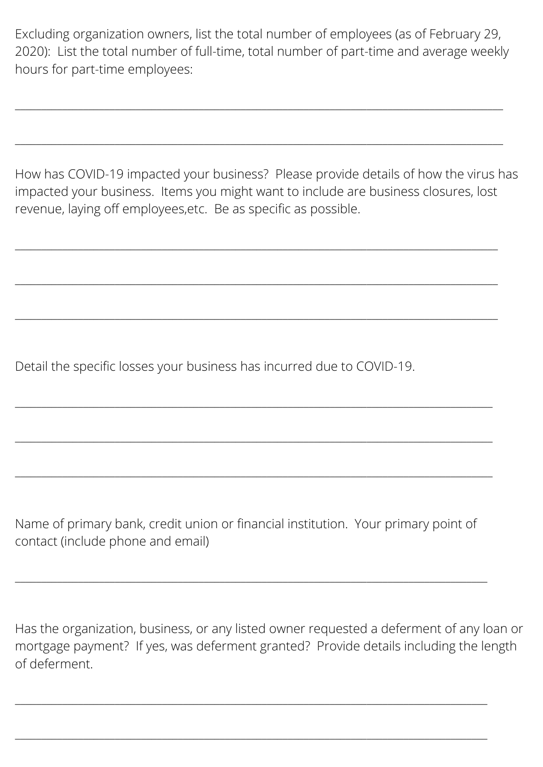Excluding organization owners, list the total number of employees (as of February 29, 2020): List the total number of full-time, total number of part-time and average weekly hours for part-time employees:

_______________________________________________________________________________

_______________________________________________________________________________

How has COVID-19 impacted your business? Please provide details of how the virus has impacted your business. Items you might want to include are business closures, lost revenue, laying off employees,etc. Be as specific as possible.

_______________________________________________________________________________

_______________________________________________________________________________

_______________________________________________________________________________

Detail the specific losses your business has incurred due to COVID-19.

_______________________________________________________________________________

_______________________________________________________________________________

_______________________________________________________________________________

Name of primary bank, credit union or financial institution. Your primary point of contact (include phone and email)

_______________________________________________________________________________

Has the organization, business, or any listed owner requested a deferment of any loan or mortgage payment? If yes, was deferment granted? Provide details including the length of deferment.

_______________________________________________________________________________

_______________________________________________________________________________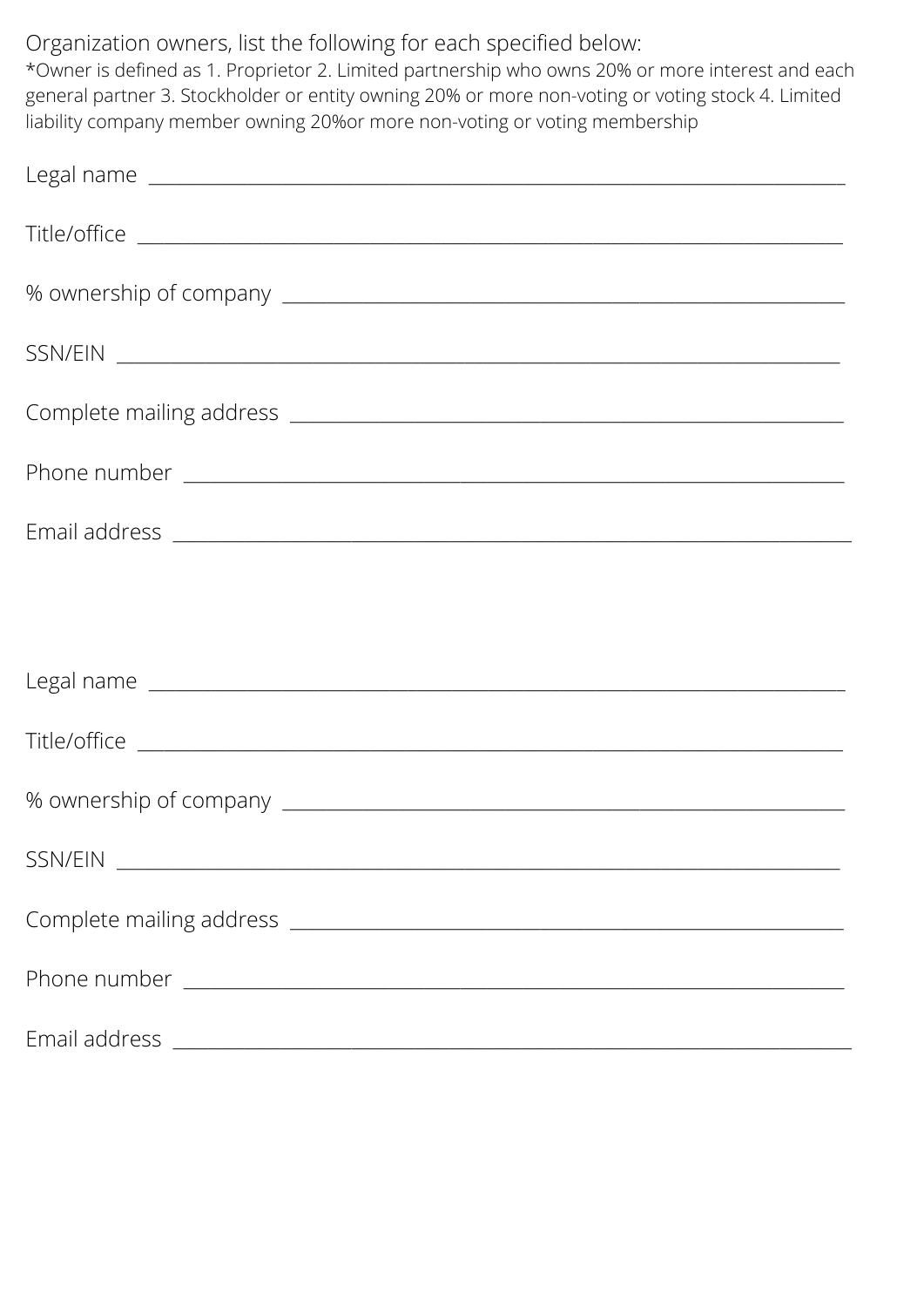Organization owners, list the following for each specified below:

*Owner is defined as 1. Proprietor 2. Limited partnership who owns 20% or more interest and each general partner 3. Stockholder or entity owning 20% or more non-voting or voting stock 4. Limited liability company member owning 20%or more non-voting or voting membership

Legal name ______________________________________________

Title/office ______________________________________________

% ownership of company ______________________________________________

SSN/EIN ______________________________________________

Complete mailing address ______________________________________________

Phone number ______________________________________________

Email address ______________________________________________

Legal name ______________________________________________

Title/office ______________________________________________

% ownership of company ______________________________________________

SSN/EIN ______________________________________________

Complete mailing address ______________________________________________

Phone number ______________________________________________

Email address ______________________________________________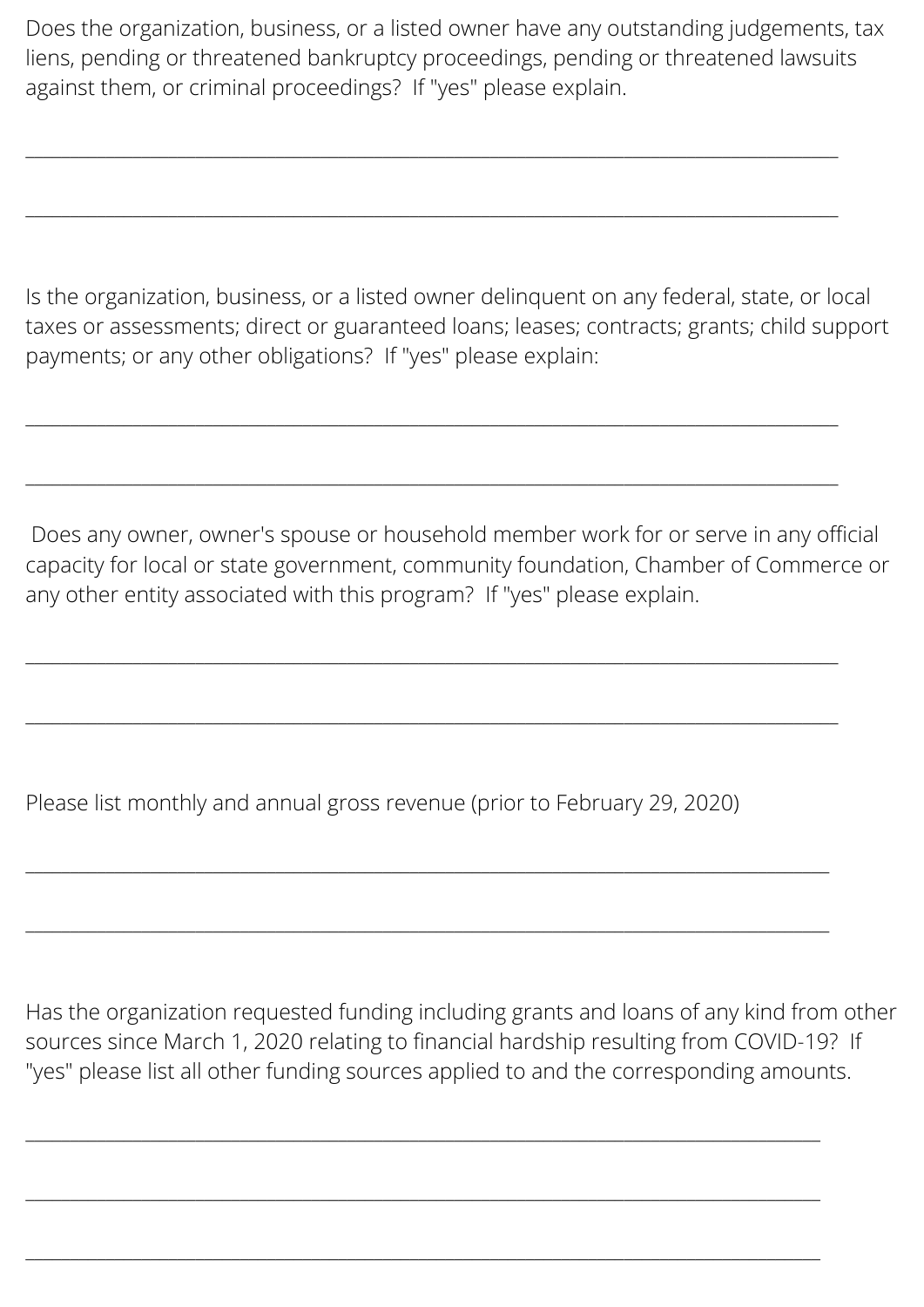Does the organization, business, or a listed owner have any outstanding judgements, tax liens, pending or threatened bankruptcy proceedings, pending or threatened lawsuits against them, or criminal proceedings? If "yes" please explain.

______________________________________________________________________________

______________________________________________________________________________

Is the organization, business, or a listed owner delinquent on any federal, state, or local taxes or assessments; direct or guaranteed loans; leases; contracts; grants; child support payments; or any other obligations? If "yes" please explain:

______________________________________________________________________________

______________________________________________________________________________

Does any owner, owner's spouse or household member work for or serve in any official capacity for local or state government, community foundation, Chamber of Commerce or any other entity associated with this program? If "yes" please explain.

______________________________________________________________________________

______________________________________________________________________________

Please list monthly and annual gross revenue (prior to February 29, 2020)

______________________________________________________________________________

______________________________________________________________________________

Has the organization requested funding including grants and loans of any kind from other sources since March 1, 2020 relating to financial hardship resulting from COVID-19? If "yes" please list all other funding sources applied to and the corresponding amounts.

______________________________________________________________________________

______________________________________________________________________________

______________________________________________________________________________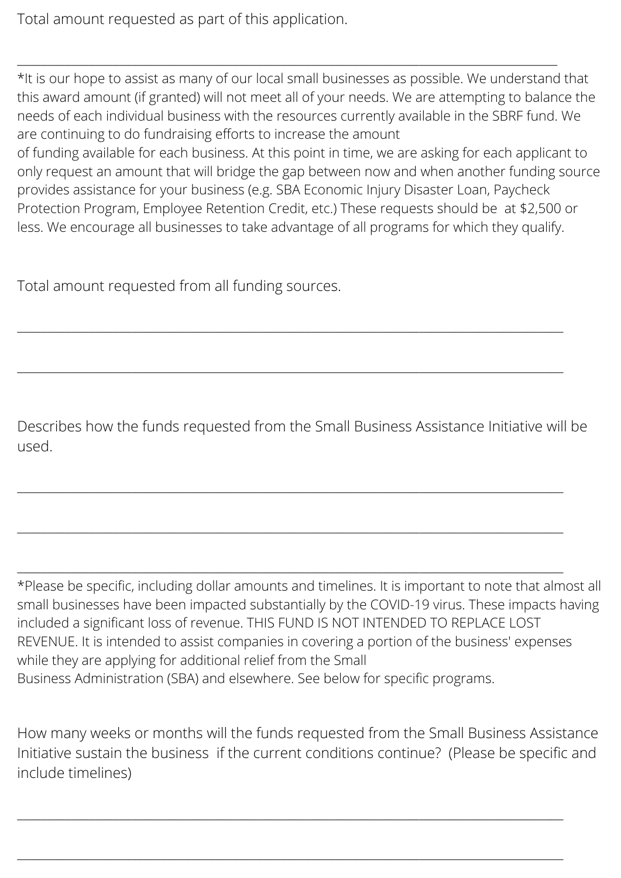Total amount requested as part of this application.

______________________________________________________________________________

*It is our hope to assist as many of our local small businesses as possible. We understand that this award amount (if granted) will not meet all of your needs. We are attempting to balance the needs of each individual business with the resources currently available in the SBRF fund. We are continuing to do fundraising efforts to increase the amount
of funding available for each business. At this point in time, we are asking for each applicant to only request an amount that will bridge the gap between now and when another funding source provides assistance for your business (e.g. SBA Economic Injury Disaster Loan, Paycheck Protection Program, Employee Retention Credit, etc.) These requests should be at $2,500 or less. We encourage all businesses to take advantage of all programs for which they qualify.

Total amount requested from all funding sources.

______________________________________________________________________________

______________________________________________________________________________

Describes how the funds requested from the Small Business Assistance Initiative will be used.

______________________________________________________________________________

______________________________________________________________________________

______________________________________________________________________________

*Please be specific, including dollar amounts and timelines. It is important to note that almost all small businesses have been impacted substantially by the COVID-19 virus. These impacts having included a significant loss of revenue. THIS FUND IS NOT INTENDED TO REPLACE LOST REVENUE. It is intended to assist companies in covering a portion of the business' expenses while they are applying for additional relief from the Small
Business Administration (SBA) and elsewhere. See below for specific programs.

How many weeks or months will the funds requested from the Small Business Assistance Initiative sustain the business if the current conditions continue? (Please be specific and include timelines)

______________________________________________________________________________

______________________________________________________________________________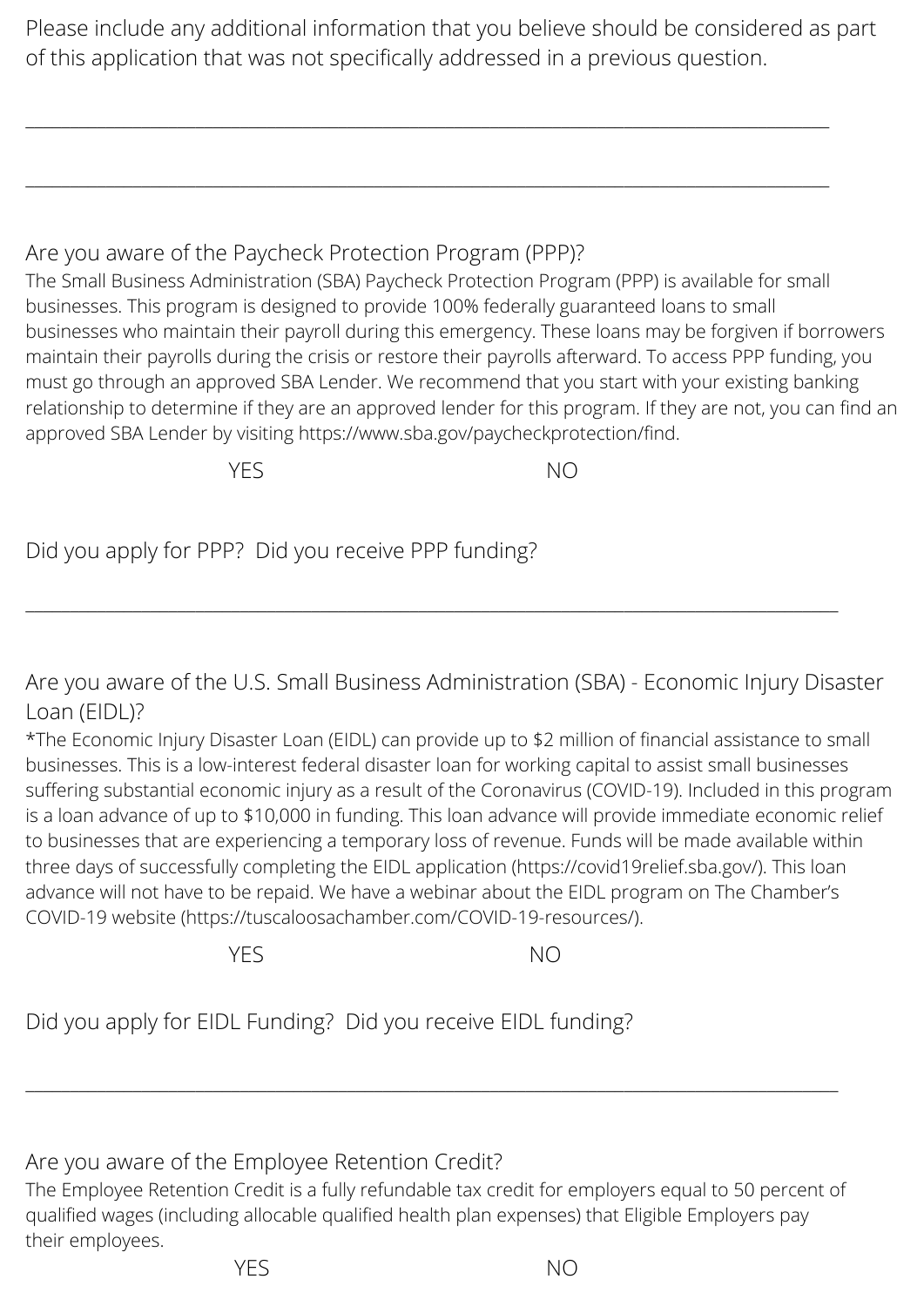Please include any additional information that you believe should be considered as part of this application that was not specifically addressed in a previous question.

\_\_\_\_\_\_\_\_\_\_\_\_\_\_\_\_\_\_\_\_\_\_\_\_\_\_\_\_\_\_\_\_\_\_\_\_\_\_\_\_\_\_\_\_\_\_\_\_\_\_\_\_\_\_\_\_\_\_\_\_\_\_\_\_\_\_\_\_\_\_\_\_\_\_\_\_

\_\_\_\_\_\_\_\_\_\_\_\_\_\_\_\_\_\_\_\_\_\_\_\_\_\_\_\_\_\_\_\_\_\_\_\_\_\_\_\_\_\_\_\_\_\_\_\_\_\_\_\_\_\_\_\_\_\_\_\_\_\_\_\_\_\_\_\_\_\_\_\_\_\_\_\_

Are you aware of the Paycheck Protection Program (PPP)?

The Small Business Administration (SBA) Paycheck Protection Program (PPP) is available for small businesses. This program is designed to provide 100% federally guaranteed loans to small businesses who maintain their payroll during this emergency. These loans may be forgiven if borrowers maintain their payrolls during the crisis or restore their payrolls afterward. To access PPP funding, you must go through an approved SBA Lender. We recommend that you start with your existing banking relationship to determine if they are an approved lender for this program. If they are not, you can find an approved SBA Lender by visiting https://www.sba.gov/paycheckprotection/find.

YES NO

Did you apply for PPP? Did you receive PPP funding?

\_\_\_\_\_\_\_\_\_\_\_\_\_\_\_\_\_\_\_\_\_\_\_\_\_\_\_\_\_\_\_\_\_\_\_\_\_\_\_\_\_\_\_\_\_\_\_\_\_\_\_\_\_\_\_\_\_\_\_\_\_\_\_\_\_\_\_\_\_\_\_\_\_\_\_\_

Are you aware of the U.S. Small Business Administration (SBA) - Economic Injury Disaster Loan (EIDL)?

*The Economic Injury Disaster Loan (EIDL) can provide up to $2 million of financial assistance to small businesses. This is a low-interest federal disaster loan for working capital to assist small businesses suffering substantial economic injury as a result of the Coronavirus (COVID-19). Included in this program is a loan advance of up to $10,000 in funding. This loan advance will provide immediate economic relief to businesses that are experiencing a temporary loss of revenue. Funds will be made available within three days of successfully completing the EIDL application (https://covid19relief.sba.gov/). This loan advance will not have to be repaid. We have a webinar about the EIDL program on The Chamber's COVID-19 website (https://tuscaloosachamber.com/COVID-19-resources/).

YES NO

Did you apply for EIDL Funding? Did you receive EIDL funding?

\_\_\_\_\_\_\_\_\_\_\_\_\_\_\_\_\_\_\_\_\_\_\_\_\_\_\_\_\_\_\_\_\_\_\_\_\_\_\_\_\_\_\_\_\_\_\_\_\_\_\_\_\_\_\_\_\_\_\_\_\_\_\_\_\_\_\_\_\_\_\_\_\_\_\_\_

Are you aware of the Employee Retention Credit?

The Employee Retention Credit is a fully refundable tax credit for employers equal to 50 percent of qualified wages (including allocable qualified health plan expenses) that Eligible Employers pay their employees.

YES NO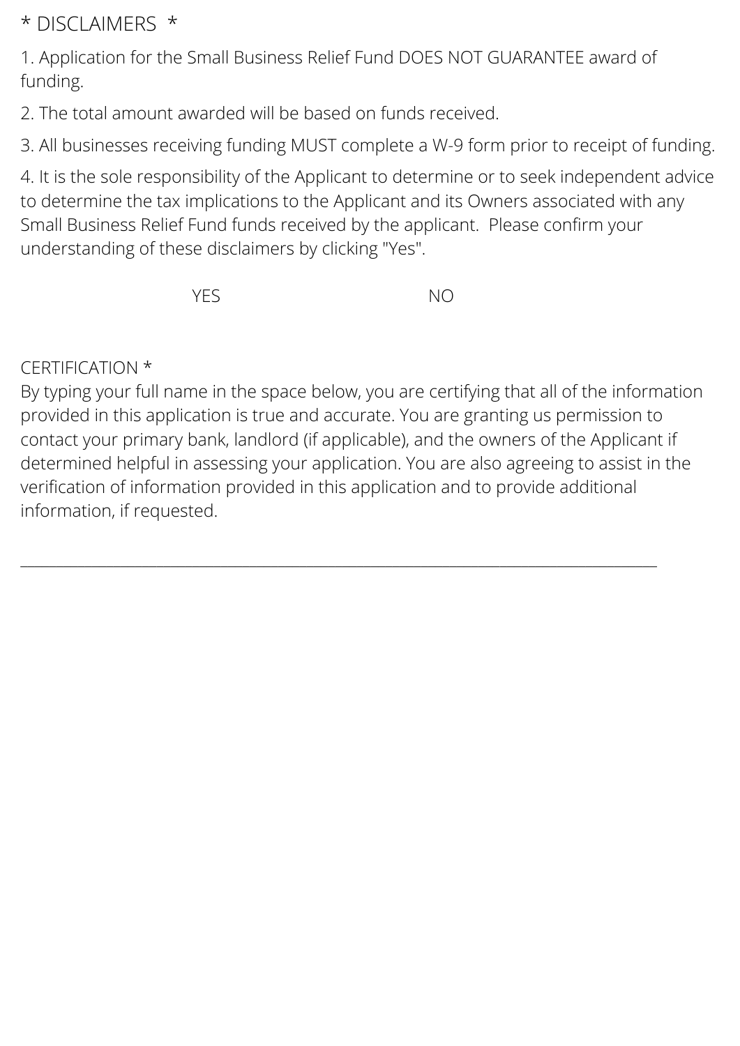\* DISCLAIMERS \*

1. Application for the Small Business Relief Fund DOES NOT GUARANTEE award of funding.
2. The total amount awarded will be based on funds received.
3. All businesses receiving funding MUST complete a W-9 form prior to receipt of funding.
4. It is the sole responsibility of the Applicant to determine or to seek independent advice to determine the tax implications to the Applicant and its Owners associated with any Small Business Relief Fund funds received by the applicant. Please confirm your understanding of these disclaimers by clicking "Yes".

YES NO

CERTIFICATION *

By typing your full name in the space below, you are certifying that all of the information provided in this application is true and accurate. You are granting us permission to contact your primary bank, landlord (if applicable), and the owners of the Applicant if determined helpful in assessing your application. You are also agreeing to assist in the verification of information provided in this application and to provide additional information, if requested.

\_\_\_\_\_\_\_\_\_\_\_\_\_\_\_\_\_\_\_\_\_\_\_\_\_\_\_\_\_\_\_\_\_\_\_\_\_\_\_\_\_\_\_\_\_\_\_\_\_\_\_\_\_\_\_\_\_\_\_\_\_\_\_\_\_\_\_\_\_\_\_\_